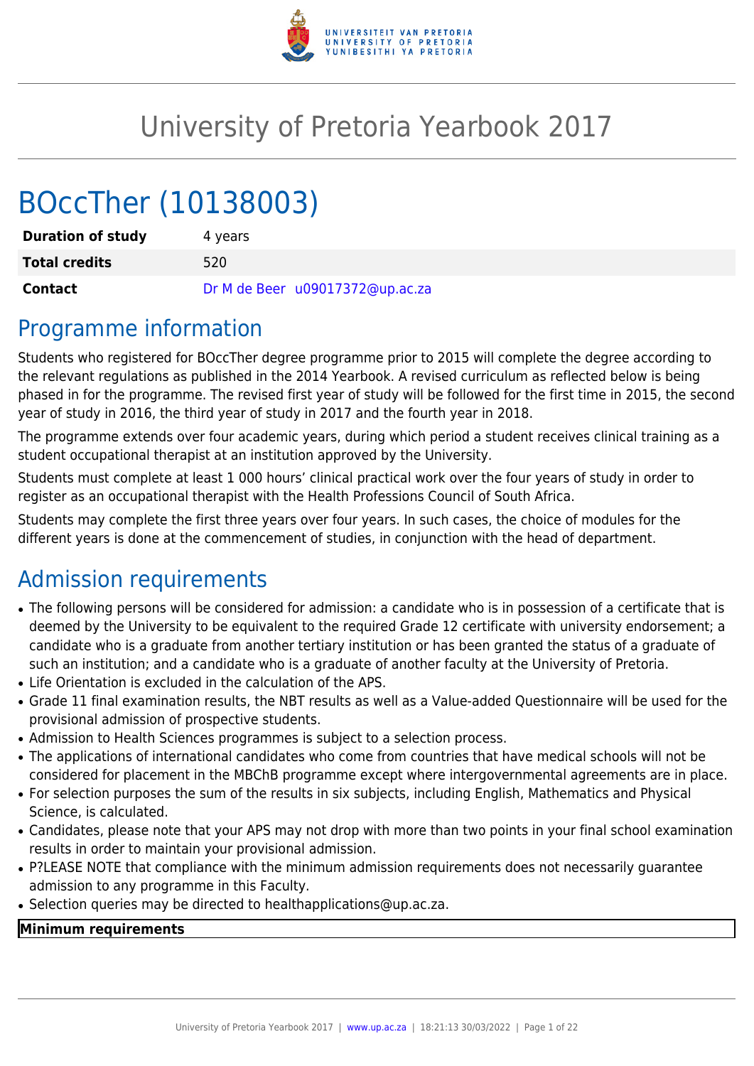# University of Pretoria Yearbook 2017

# BOccTher (10138003)

| **Duration of study** | 4 years |
|---|---|
| **Total credits** | 520 |
| **Contact** | Dr M de Beer u09017372@up.ac.za |

## Programme information

Students who registered for BOccTher degree programme prior to 2015 will complete the degree according to the relevant regulations as published in the 2014 Yearbook. A revised curriculum as reflected below is being phased in for the programme. The revised first year of study will be followed for the first time in 2015, the second year of study in 2016, the third year of study in 2017 and the fourth year in 2018.

The programme extends over four academic years, during which period a student receives clinical training as a student occupational therapist at an institution approved by the University.

Students must complete at least 1 000 hours' clinical practical work over the four years of study in order to register as an occupational therapist with the Health Professions Council of South Africa.

Students may complete the first three years over four years. In such cases, the choice of modules for the different years is done at the commencement of studies, in conjunction with the head of department.

## Admission requirements

- The following persons will be considered for admission: a candidate who is in possession of a certificate that is deemed by the University to be equivalent to the required Grade 12 certificate with university endorsement; a candidate who is a graduate from another tertiary institution or has been granted the status of a graduate of such an institution; and a candidate who is a graduate of another faculty at the University of Pretoria.
- Life Orientation is excluded in the calculation of the APS.
- Grade 11 final examination results, the NBT results as well as a Value-added Questionnaire will be used for the provisional admission of prospective students.
- Admission to Health Sciences programmes is subject to a selection process.
- The applications of international candidates who come from countries that have medical schools will not be considered for placement in the MBChB programme except where intergovernmental agreements are in place.
- For selection purposes the sum of the results in six subjects, including English, Mathematics and Physical Science, is calculated.
- Candidates, please note that your APS may not drop with more than two points in your final school examination results in order to maintain your provisional admission.
- P?LEASE NOTE that compliance with the minimum admission requirements does not necessarily guarantee admission to any programme in this Faculty.
- Selection queries may be directed to healthapplications@up.ac.za.

| **Minimum requirements** |
|---|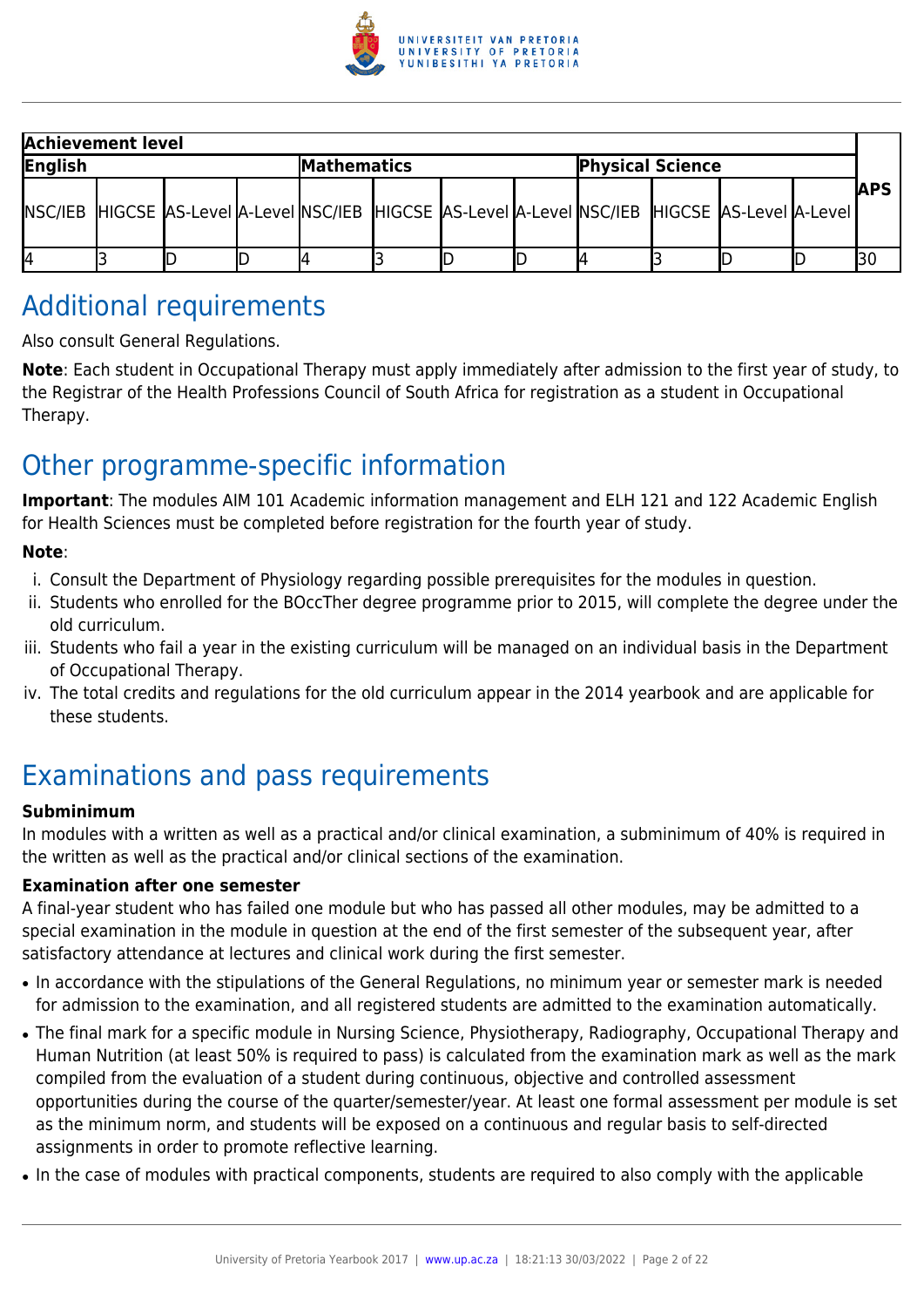| Achievement level | | | | | | | | | | | | APS |
|---|---|---|---|---|---|---|---|---|---|---|---|---|
| English | | | | Mathematics | | | | Physical Science | | | | |
| NSC/IEB | HIGCSE | AS-Level | A-Level | NSC/IEB | HIGCSE | AS-Level | A-Level | NSC/IEB | HIGCSE | AS-Level | A-Level | |
| 4 | 3 | D | D | 4 | 3 | D | D | 4 | 3 | D | D | 30 |

## Additional requirements

Also consult General Regulations.

**Note**: Each student in Occupational Therapy must apply immediately after admission to the first year of study, to the Registrar of the Health Professions Council of South Africa for registration as a student in Occupational Therapy.

## Other programme-specific information

**Important**: The modules AIM 101 Academic information management and ELH 121 and 122 Academic English for Health Sciences must be completed before registration for the fourth year of study.

**Note**:

i. Consult the Department of Physiology regarding possible prerequisites for the modules in question.
ii. Students who enrolled for the BOccTher degree programme prior to 2015, will complete the degree under the old curriculum.
iii. Students who fail a year in the existing curriculum will be managed on an individual basis in the Department of Occupational Therapy.
iv. The total credits and regulations for the old curriculum appear in the 2014 yearbook and are applicable for these students.

## Examinations and pass requirements

**Subminimum**

In modules with a written as well as a practical and/or clinical examination, a subminimum of 40% is required in the written as well as the practical and/or clinical sections of the examination.

**Examination after one semester**

A final-year student who has failed one module but who has passed all other modules, may be admitted to a special examination in the module in question at the end of the first semester of the subsequent year, after satisfactory attendance at lectures and clinical work during the first semester.

- In accordance with the stipulations of the General Regulations, no minimum year or semester mark is needed for admission to the examination, and all registered students are admitted to the examination automatically.
- The final mark for a specific module in Nursing Science, Physiotherapy, Radiography, Occupational Therapy and Human Nutrition (at least 50% is required to pass) is calculated from the examination mark as well as the mark compiled from the evaluation of a student during continuous, objective and controlled assessment opportunities during the course of the quarter/semester/year. At least one formal assessment per module is set as the minimum norm, and students will be exposed on a continuous and regular basis to self-directed assignments in order to promote reflective learning.
- In the case of modules with practical components, students are required to also comply with the applicable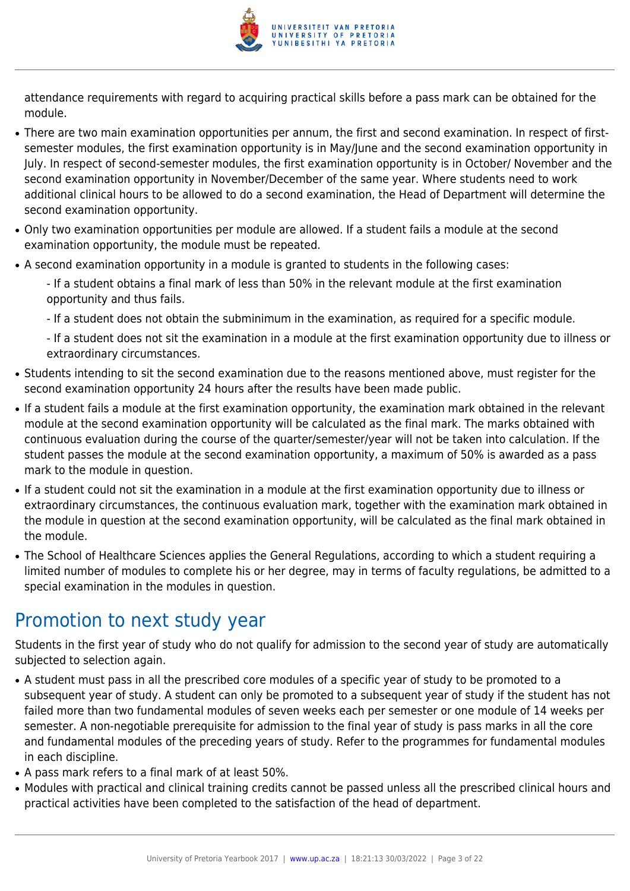attendance requirements with regard to acquiring practical skills before a pass mark can be obtained for the module.

- There are two main examination opportunities per annum, the first and second examination. In respect of first-semester modules, the first examination opportunity is in May/June and the second examination opportunity in July. In respect of second-semester modules, the first examination opportunity is in October/ November and the second examination opportunity in November/December of the same year. Where students need to work additional clinical hours to be allowed to do a second examination, the Head of Department will determine the second examination opportunity.
- Only two examination opportunities per module are allowed. If a student fails a module at the second examination opportunity, the module must be repeated.
- A second examination opportunity in a module is granted to students in the following cases:

  - If a student obtains a final mark of less than 50% in the relevant module at the first examination opportunity and thus fails.

  - If a student does not obtain the subminimum in the examination, as required for a specific module.

  - If a student does not sit the examination in a module at the first examination opportunity due to illness or extraordinary circumstances.
- Students intending to sit the second examination due to the reasons mentioned above, must register for the second examination opportunity 24 hours after the results have been made public.
- If a student fails a module at the first examination opportunity, the examination mark obtained in the relevant module at the second examination opportunity will be calculated as the final mark. The marks obtained with continuous evaluation during the course of the quarter/semester/year will not be taken into calculation. If the student passes the module at the second examination opportunity, a maximum of 50% is awarded as a pass mark to the module in question.
- If a student could not sit the examination in a module at the first examination opportunity due to illness or extraordinary circumstances, the continuous evaluation mark, together with the examination mark obtained in the module in question at the second examination opportunity, will be calculated as the final mark obtained in the module.
- The School of Healthcare Sciences applies the General Regulations, according to which a student requiring a limited number of modules to complete his or her degree, may in terms of faculty regulations, be admitted to a special examination in the modules in question.

## Promotion to next study year

Students in the first year of study who do not qualify for admission to the second year of study are automatically subjected to selection again.

- A student must pass in all the prescribed core modules of a specific year of study to be promoted to a subsequent year of study. A student can only be promoted to a subsequent year of study if the student has not failed more than two fundamental modules of seven weeks each per semester or one module of 14 weeks per semester. A non-negotiable prerequisite for admission to the final year of study is pass marks in all the core and fundamental modules of the preceding years of study. Refer to the programmes for fundamental modules in each discipline.
- A pass mark refers to a final mark of at least 50%.
- Modules with practical and clinical training credits cannot be passed unless all the prescribed clinical hours and practical activities have been completed to the satisfaction of the head of department.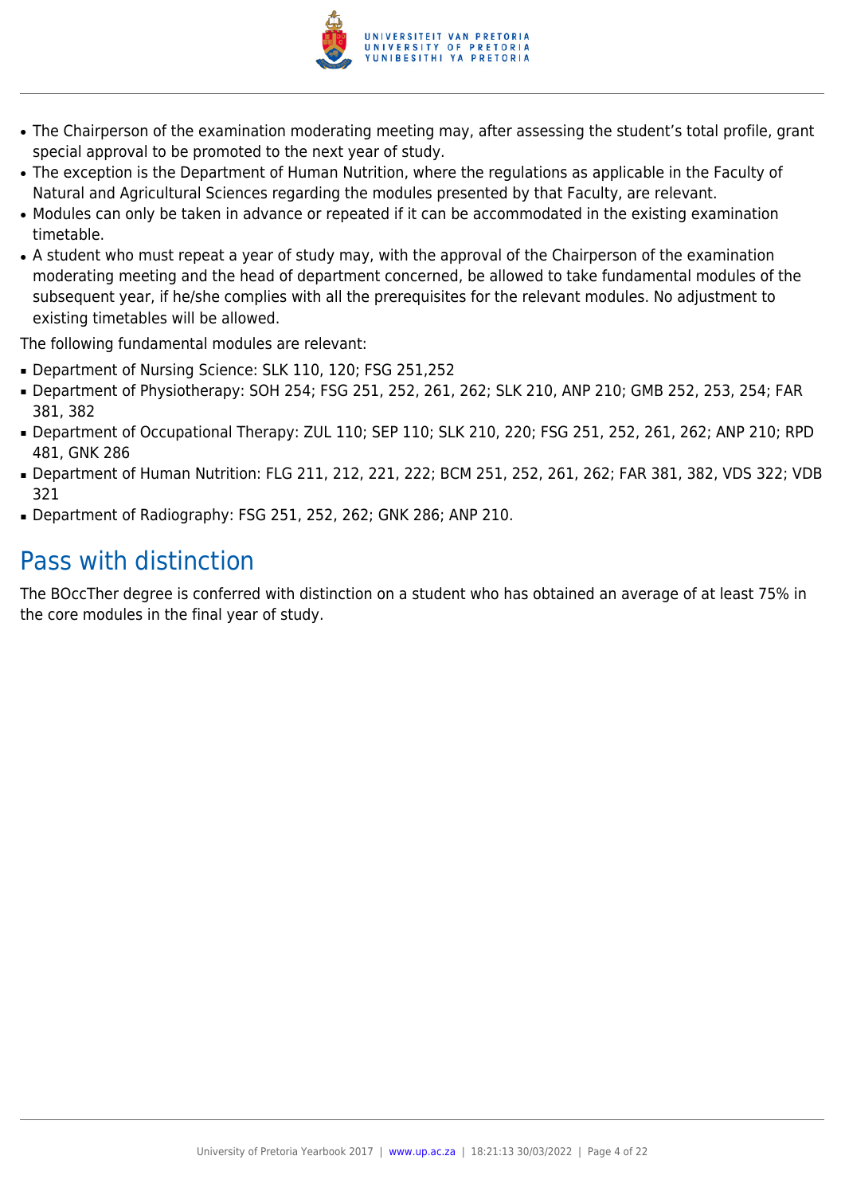- The Chairperson of the examination moderating meeting may, after assessing the student's total profile, grant special approval to be promoted to the next year of study.
- The exception is the Department of Human Nutrition, where the regulations as applicable in the Faculty of Natural and Agricultural Sciences regarding the modules presented by that Faculty, are relevant.
- Modules can only be taken in advance or repeated if it can be accommodated in the existing examination timetable.
- A student who must repeat a year of study may, with the approval of the Chairperson of the examination moderating meeting and the head of department concerned, be allowed to take fundamental modules of the subsequent year, if he/she complies with all the prerequisites for the relevant modules. No adjustment to existing timetables will be allowed.

The following fundamental modules are relevant:

- Department of Nursing Science: SLK 110, 120; FSG 251,252
- Department of Physiotherapy: SOH 254; FSG 251, 252, 261, 262; SLK 210, ANP 210; GMB 252, 253, 254; FAR 381, 382
- Department of Occupational Therapy: ZUL 110; SEP 110; SLK 210, 220; FSG 251, 252, 261, 262; ANP 210; RPD 481, GNK 286
- Department of Human Nutrition: FLG 211, 212, 221, 222; BCM 251, 252, 261, 262; FAR 381, 382, VDS 322; VDB 321
- Department of Radiography: FSG 251, 252, 262; GNK 286; ANP 210.

## Pass with distinction

The BOccTher degree is conferred with distinction on a student who has obtained an average of at least 75% in the core modules in the final year of study.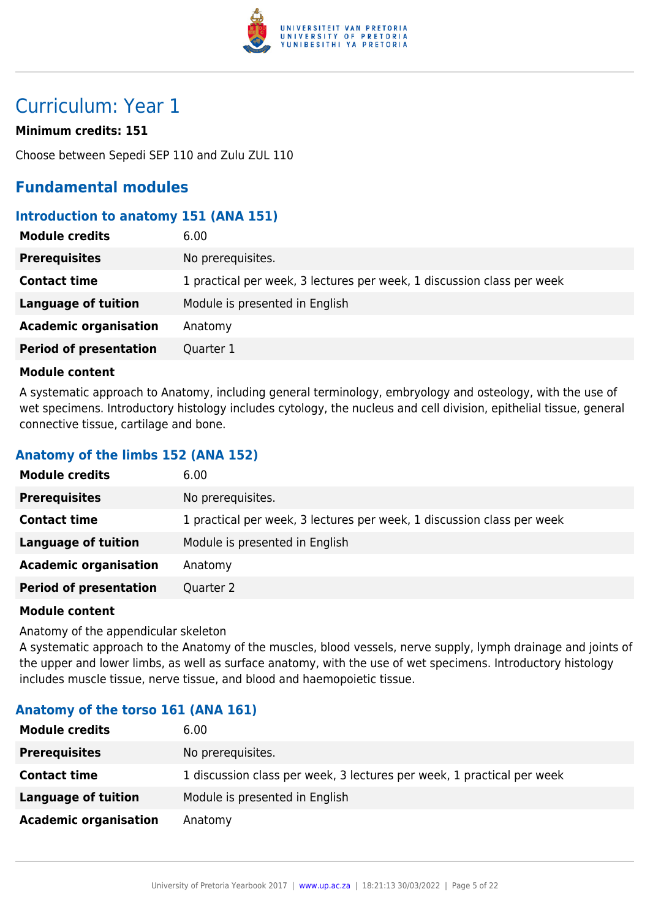# Curriculum: Year 1

**Minimum credits: 151**

Choose between Sepedi SEP 110 and Zulu ZUL 110

## Fundamental modules

### Introduction to anatomy 151 (ANA 151)

| | |
|---|---|
| **Module credits** | 6.00 |
| **Prerequisites** | No prerequisites. |
| **Contact time** | 1 practical per week, 3 lectures per week, 1 discussion class per week |
| **Language of tuition** | Module is presented in English |
| **Academic organisation** | Anatomy |
| **Period of presentation** | Quarter 1 |

**Module content**

A systematic approach to Anatomy, including general terminology, embryology and osteology, with the use of wet specimens. Introductory histology includes cytology, the nucleus and cell division, epithelial tissue, general connective tissue, cartilage and bone.

### Anatomy of the limbs 152 (ANA 152)

| | |
|---|---|
| **Module credits** | 6.00 |
| **Prerequisites** | No prerequisites. |
| **Contact time** | 1 practical per week, 3 lectures per week, 1 discussion class per week |
| **Language of tuition** | Module is presented in English |
| **Academic organisation** | Anatomy |
| **Period of presentation** | Quarter 2 |

**Module content**

Anatomy of the appendicular skeleton
A systematic approach to the Anatomy of the muscles, blood vessels, nerve supply, lymph drainage and joints of the upper and lower limbs, as well as surface anatomy, with the use of wet specimens. Introductory histology includes muscle tissue, nerve tissue, and blood and haemopoietic tissue.

### Anatomy of the torso 161 (ANA 161)

| | |
|---|---|
| **Module credits** | 6.00 |
| **Prerequisites** | No prerequisites. |
| **Contact time** | 1 discussion class per week, 3 lectures per week, 1 practical per week |
| **Language of tuition** | Module is presented in English |
| **Academic organisation** | Anatomy |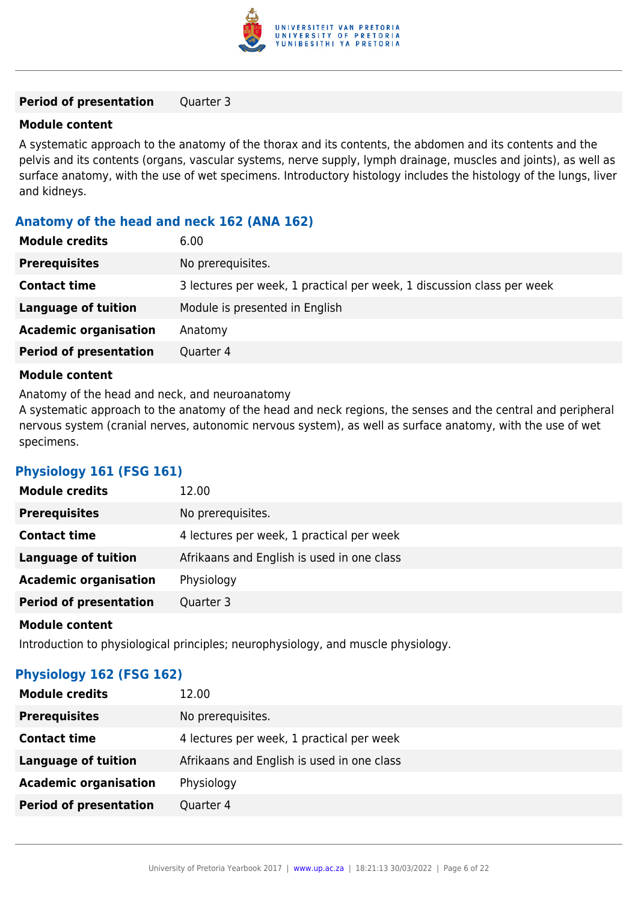| | |
|---|---|
| **Period of presentation** | Quarter 3 |

**Module content**

A systematic approach to the anatomy of the thorax and its contents, the abdomen and its contents and the pelvis and its contents (organs, vascular systems, nerve supply, lymph drainage, muscles and joints), as well as surface anatomy, with the use of wet specimens. Introductory histology includes the histology of the lungs, liver and kidneys.

### Anatomy of the head and neck 162 (ANA 162)

| | |
|---|---|
| **Module credits** | 6.00 |
| **Prerequisites** | No prerequisites. |
| **Contact time** | 3 lectures per week, 1 practical per week, 1 discussion class per week |
| **Language of tuition** | Module is presented in English |
| **Academic organisation** | Anatomy |
| **Period of presentation** | Quarter 4 |

**Module content**

Anatomy of the head and neck, and neuroanatomy
A systematic approach to the anatomy of the head and neck regions, the senses and the central and peripheral nervous system (cranial nerves, autonomic nervous system), as well as surface anatomy, with the use of wet specimens.

### Physiology 161 (FSG 161)

| | |
|---|---|
| **Module credits** | 12.00 |
| **Prerequisites** | No prerequisites. |
| **Contact time** | 4 lectures per week, 1 practical per week |
| **Language of tuition** | Afrikaans and English is used in one class |
| **Academic organisation** | Physiology |
| **Period of presentation** | Quarter 3 |

**Module content**

Introduction to physiological principles; neurophysiology, and muscle physiology.

### Physiology 162 (FSG 162)

| | |
|---|---|
| **Module credits** | 12.00 |
| **Prerequisites** | No prerequisites. |
| **Contact time** | 4 lectures per week, 1 practical per week |
| **Language of tuition** | Afrikaans and English is used in one class |
| **Academic organisation** | Physiology |
| **Period of presentation** | Quarter 4 |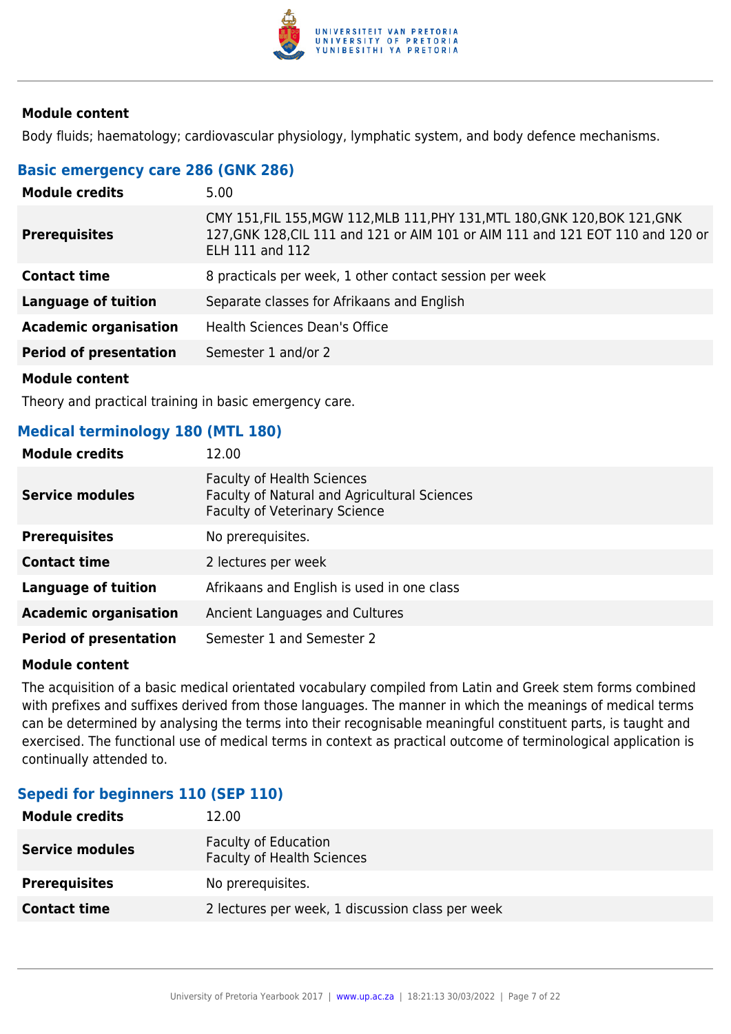**Module content**

Body fluids; haematology; cardiovascular physiology, lymphatic system, and body defence mechanisms.

### Basic emergency care 286 (GNK 286)

| | |
|---|---|
| **Module credits** | 5.00 |
| **Prerequisites** | CMY 151,FIL 155,MGW 112,MLB 111,PHY 131,MTL 180,GNK 120,BOK 121,GNK 127,GNK 128,CIL 111 and 121 or AIM 101 or AIM 111 and 121 EOT 110 and 120 or ELH 111 and 112 |
| **Contact time** | 8 practicals per week, 1 other contact session per week |
| **Language of tuition** | Separate classes for Afrikaans and English |
| **Academic organisation** | Health Sciences Dean's Office |
| **Period of presentation** | Semester 1 and/or 2 |

**Module content**

Theory and practical training in basic emergency care.

### Medical terminology 180 (MTL 180)

| | |
|---|---|
| **Module credits** | 12.00 |
| **Service modules** | Faculty of Health Sciences<br>Faculty of Natural and Agricultural Sciences<br>Faculty of Veterinary Science |
| **Prerequisites** | No prerequisites. |
| **Contact time** | 2 lectures per week |
| **Language of tuition** | Afrikaans and English is used in one class |
| **Academic organisation** | Ancient Languages and Cultures |
| **Period of presentation** | Semester 1 and Semester 2 |

**Module content**

The acquisition of a basic medical orientated vocabulary compiled from Latin and Greek stem forms combined with prefixes and suffixes derived from those languages. The manner in which the meanings of medical terms can be determined by analysing the terms into their recognisable meaningful constituent parts, is taught and exercised. The functional use of medical terms in context as practical outcome of terminological application is continually attended to.

### Sepedi for beginners 110 (SEP 110)

| | |
|---|---|
| **Module credits** | 12.00 |
| **Service modules** | Faculty of Education<br>Faculty of Health Sciences |
| **Prerequisites** | No prerequisites. |
| **Contact time** | 2 lectures per week, 1 discussion class per week |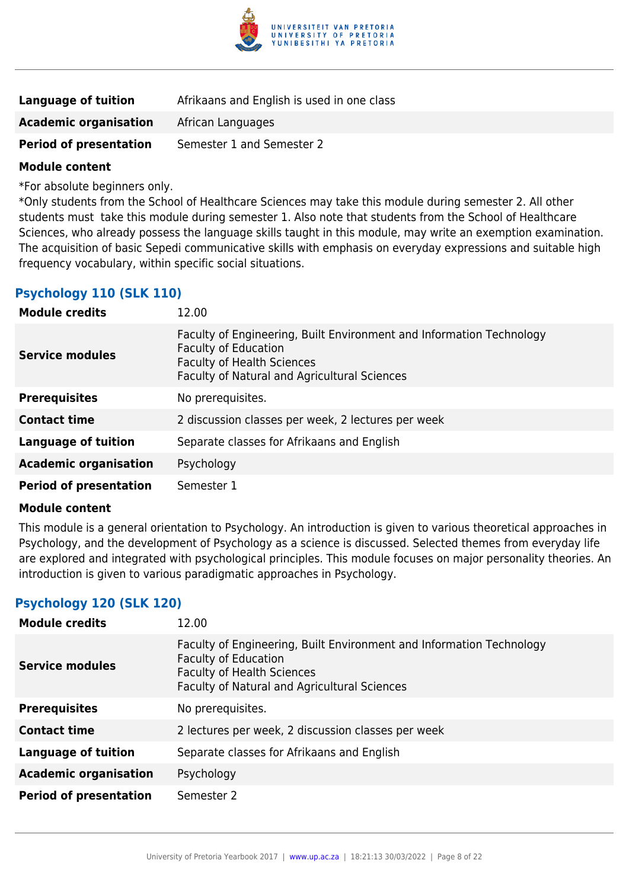| | |
|---|---|
| **Language of tuition** | Afrikaans and English is used in one class |
| **Academic organisation** | African Languages |
| **Period of presentation** | Semester 1 and Semester 2 |

**Module content**

*For absolute beginners only.
*Only students from the School of Healthcare Sciences may take this module during semester 2. All other students must  take this module during semester 1. Also note that students from the School of Healthcare Sciences, who already possess the language skills taught in this module, may write an exemption examination. The acquisition of basic Sepedi communicative skills with emphasis on everyday expressions and suitable high frequency vocabulary, within specific social situations.

### Psychology 110 (SLK 110)

| | |
|---|---|
| **Module credits** | 12.00 |
| **Service modules** | Faculty of Engineering, Built Environment and Information Technology<br>Faculty of Education<br>Faculty of Health Sciences<br>Faculty of Natural and Agricultural Sciences |
| **Prerequisites** | No prerequisites. |
| **Contact time** | 2 discussion classes per week, 2 lectures per week |
| **Language of tuition** | Separate classes for Afrikaans and English |
| **Academic organisation** | Psychology |
| **Period of presentation** | Semester 1 |

**Module content**

This module is a general orientation to Psychology. An introduction is given to various theoretical approaches in Psychology, and the development of Psychology as a science is discussed. Selected themes from everyday life are explored and integrated with psychological principles. This module focuses on major personality theories. An introduction is given to various paradigmatic approaches in Psychology.

### Psychology 120 (SLK 120)

| | |
|---|---|
| **Module credits** | 12.00 |
| **Service modules** | Faculty of Engineering, Built Environment and Information Technology<br>Faculty of Education<br>Faculty of Health Sciences<br>Faculty of Natural and Agricultural Sciences |
| **Prerequisites** | No prerequisites. |
| **Contact time** | 2 lectures per week, 2 discussion classes per week |
| **Language of tuition** | Separate classes for Afrikaans and English |
| **Academic organisation** | Psychology |
| **Period of presentation** | Semester 2 |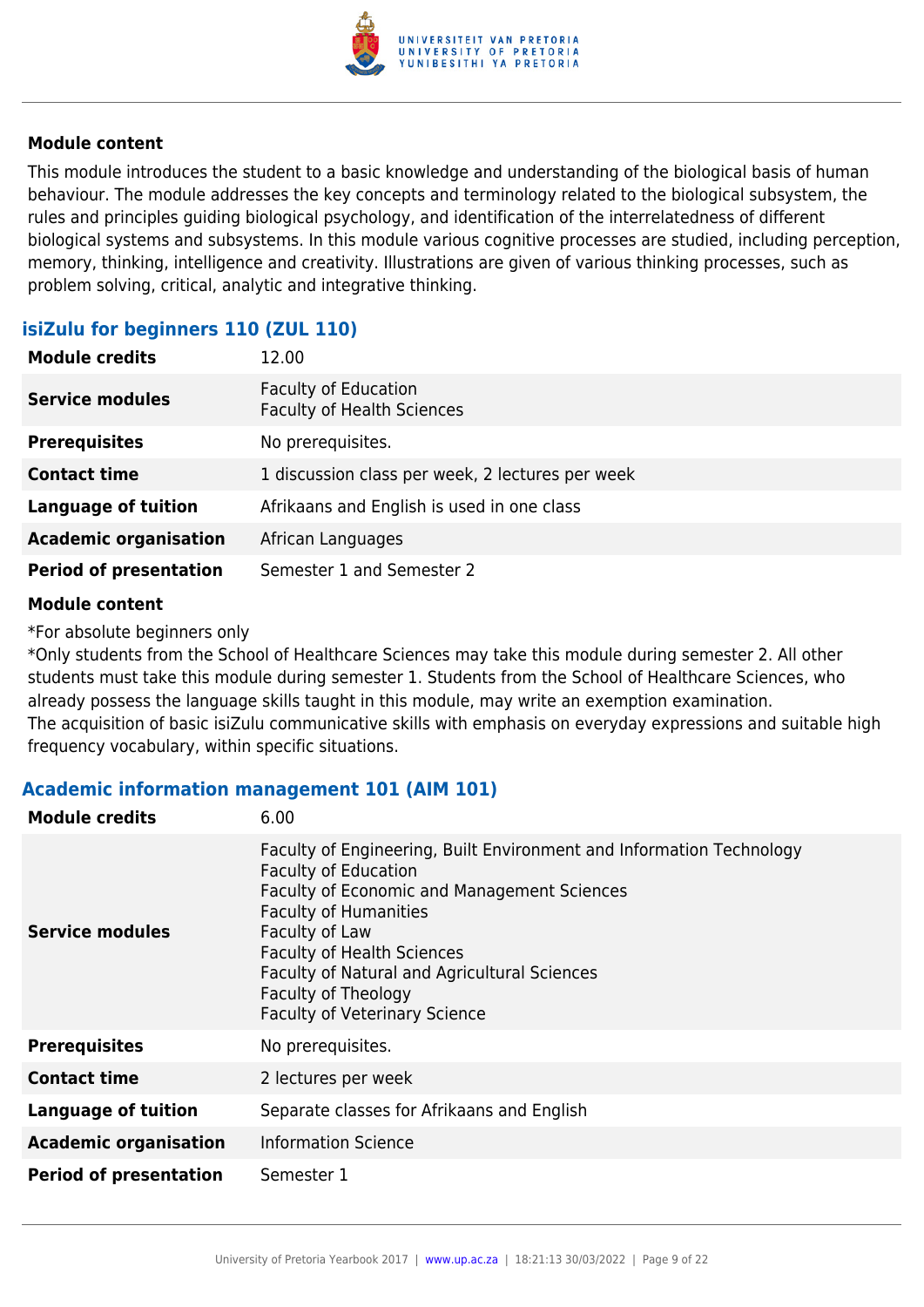#### Module content

This module introduces the student to a basic knowledge and understanding of the biological basis of human behaviour. The module addresses the key concepts and terminology related to the biological subsystem, the rules and principles guiding biological psychology, and identification of the interrelatedness of different biological systems and subsystems. In this module various cognitive processes are studied, including perception, memory, thinking, intelligence and creativity. Illustrations are given of various thinking processes, such as problem solving, critical, analytic and integrative thinking.

### isiZulu for beginners 110 (ZUL 110)

| | |
|---|---|
| **Module credits** | 12.00 |
| **Service modules** | Faculty of Education<br>Faculty of Health Sciences |
| **Prerequisites** | No prerequisites. |
| **Contact time** | 1 discussion class per week, 2 lectures per week |
| **Language of tuition** | Afrikaans and English is used in one class |
| **Academic organisation** | African Languages |
| **Period of presentation** | Semester 1 and Semester 2 |

#### Module content

*For absolute beginners only
*Only students from the School of Healthcare Sciences may take this module during semester 2. All other students must take this module during semester 1. Students from the School of Healthcare Sciences, who already possess the language skills taught in this module, may write an exemption examination.
The acquisition of basic isiZulu communicative skills with emphasis on everyday expressions and suitable high frequency vocabulary, within specific situations.

### Academic information management 101 (AIM 101)

| | |
|---|---|
| **Module credits** | 6.00 |
| **Service modules** | Faculty of Engineering, Built Environment and Information Technology<br>Faculty of Education<br>Faculty of Economic and Management Sciences<br>Faculty of Humanities<br>Faculty of Law<br>Faculty of Health Sciences<br>Faculty of Natural and Agricultural Sciences<br>Faculty of Theology<br>Faculty of Veterinary Science |
| **Prerequisites** | No prerequisites. |
| **Contact time** | 2 lectures per week |
| **Language of tuition** | Separate classes for Afrikaans and English |
| **Academic organisation** | Information Science |
| **Period of presentation** | Semester 1 |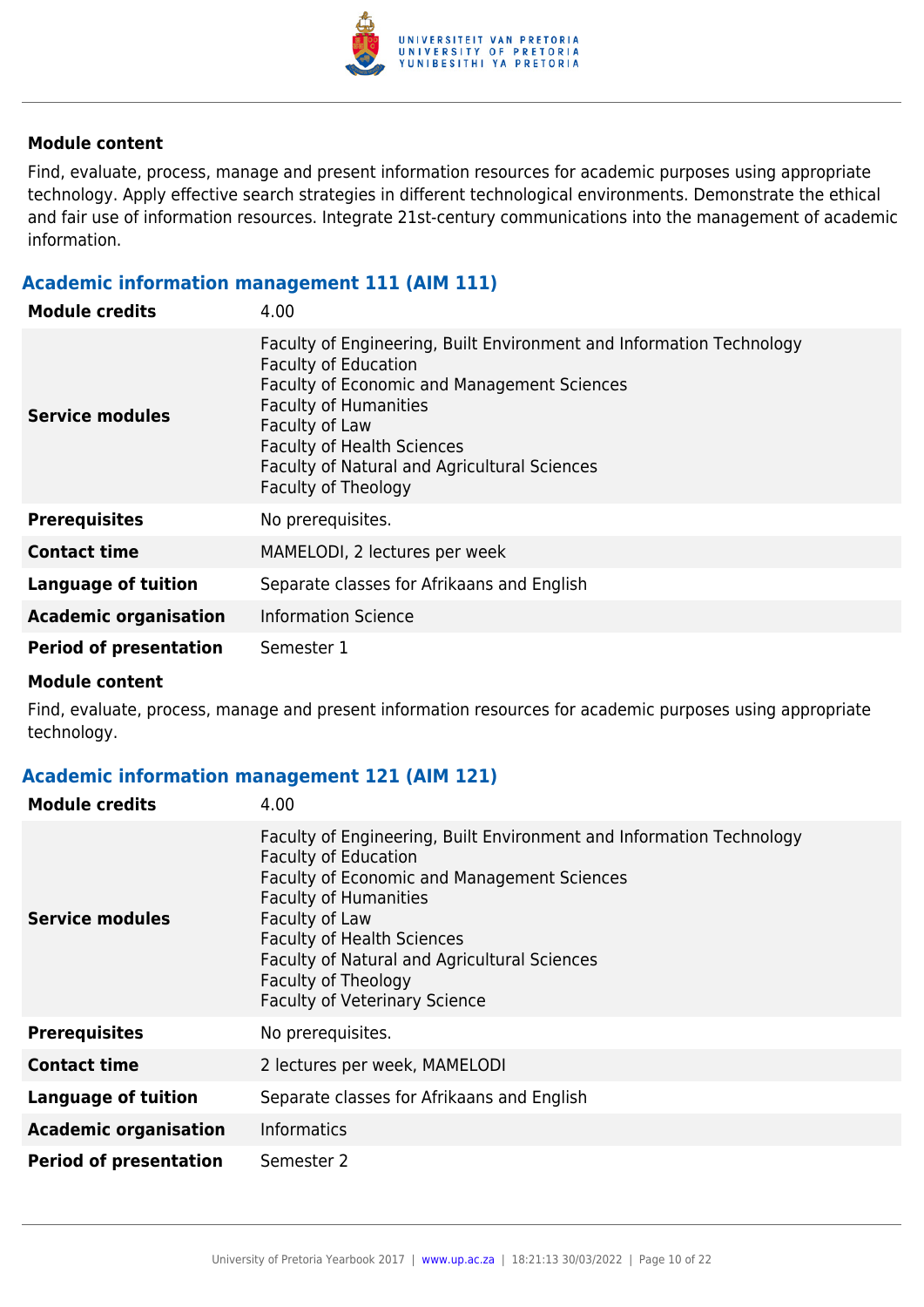#### Module content

Find, evaluate, process, manage and present information resources for academic purposes using appropriate technology. Apply effective search strategies in different technological environments. Demonstrate the ethical and fair use of information resources. Integrate 21st-century communications into the management of academic information.

### Academic information management 111 (AIM 111)

| | |
|---|---|
| **Module credits** | 4.00 |
| **Service modules** | Faculty of Engineering, Built Environment and Information Technology<br>Faculty of Education<br>Faculty of Economic and Management Sciences<br>Faculty of Humanities<br>Faculty of Law<br>Faculty of Health Sciences<br>Faculty of Natural and Agricultural Sciences<br>Faculty of Theology |
| **Prerequisites** | No prerequisites. |
| **Contact time** | MAMELODI, 2 lectures per week |
| **Language of tuition** | Separate classes for Afrikaans and English |
| **Academic organisation** | Information Science |
| **Period of presentation** | Semester 1 |

#### Module content

Find, evaluate, process, manage and present information resources for academic purposes using appropriate technology.

### Academic information management 121 (AIM 121)

| | |
|---|---|
| **Module credits** | 4.00 |
| **Service modules** | Faculty of Engineering, Built Environment and Information Technology<br>Faculty of Education<br>Faculty of Economic and Management Sciences<br>Faculty of Humanities<br>Faculty of Law<br>Faculty of Health Sciences<br>Faculty of Natural and Agricultural Sciences<br>Faculty of Theology<br>Faculty of Veterinary Science |
| **Prerequisites** | No prerequisites. |
| **Contact time** | 2 lectures per week, MAMELODI |
| **Language of tuition** | Separate classes for Afrikaans and English |
| **Academic organisation** | Informatics |
| **Period of presentation** | Semester 2 |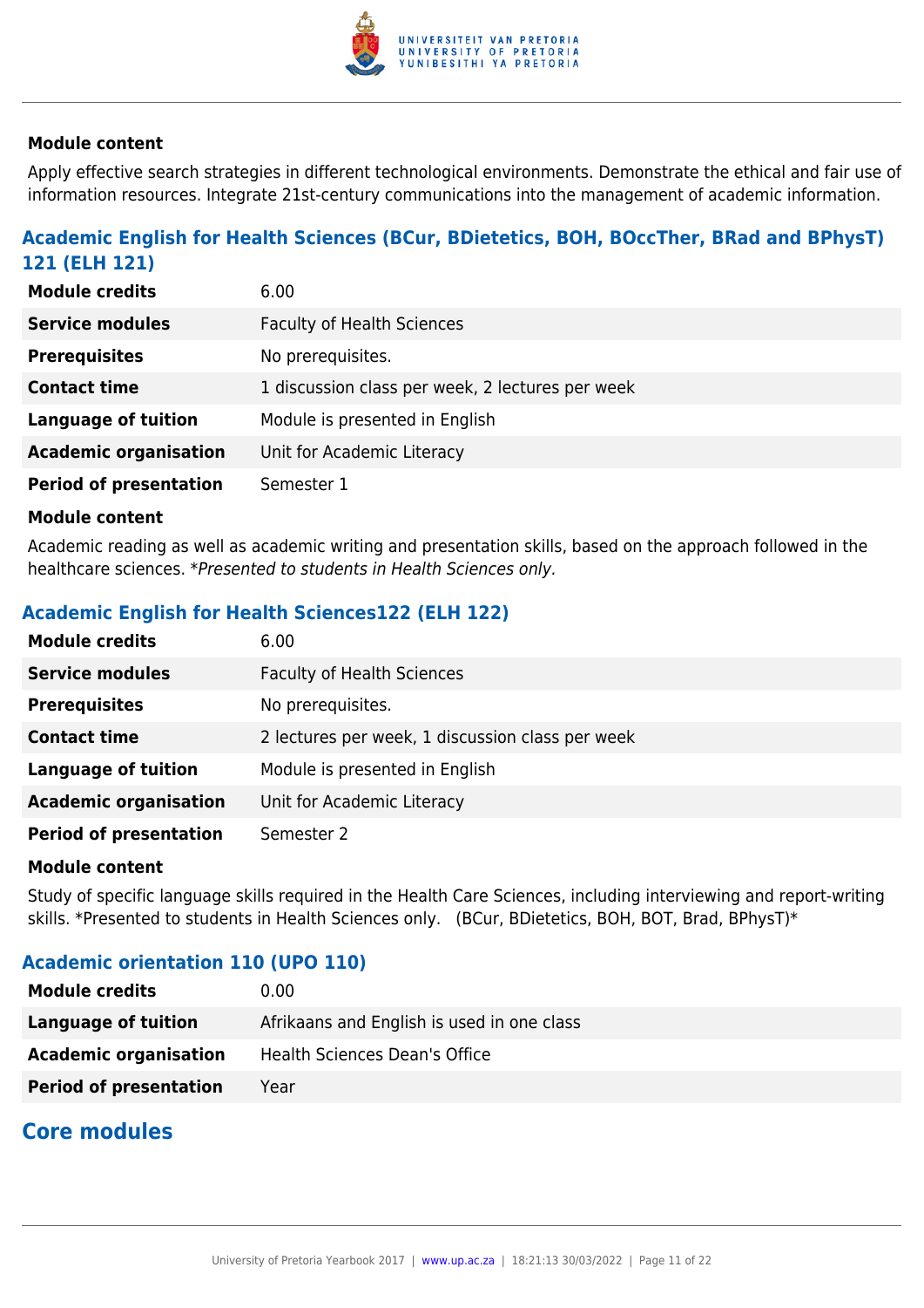#### Module content

Apply effective search strategies in different technological environments. Demonstrate the ethical and fair use of information resources. Integrate 21st-century communications into the management of academic information.

### Academic English for Health Sciences (BCur, BDietetics, BOH, BOccTher, BRad and BPhysT) 121 (ELH 121)

| | |
|---|---|
| **Module credits** | 6.00 |
| **Service modules** | Faculty of Health Sciences |
| **Prerequisites** | No prerequisites. |
| **Contact time** | 1 discussion class per week, 2 lectures per week |
| **Language of tuition** | Module is presented in English |
| **Academic organisation** | Unit for Academic Literacy |
| **Period of presentation** | Semester 1 |

#### Module content

Academic reading as well as academic writing and presentation skills, based on the approach followed in the healthcare sciences. **Presented to students in Health Sciences only.*

### Academic English for Health Sciences122 (ELH 122)

| | |
|---|---|
| **Module credits** | 6.00 |
| **Service modules** | Faculty of Health Sciences |
| **Prerequisites** | No prerequisites. |
| **Contact time** | 2 lectures per week, 1 discussion class per week |
| **Language of tuition** | Module is presented in English |
| **Academic organisation** | Unit for Academic Literacy |
| **Period of presentation** | Semester 2 |

#### Module content

Study of specific language skills required in the Health Care Sciences, including interviewing and report-writing skills. *Presented to students in Health Sciences only. (BCur, BDietetics, BOH, BOT, Brad, BPhysT)*

### Academic orientation 110 (UPO 110)

| | |
|---|---|
| **Module credits** | 0.00 |
| **Language of tuition** | Afrikaans and English is used in one class |
| **Academic organisation** | Health Sciences Dean's Office |
| **Period of presentation** | Year |

## Core modules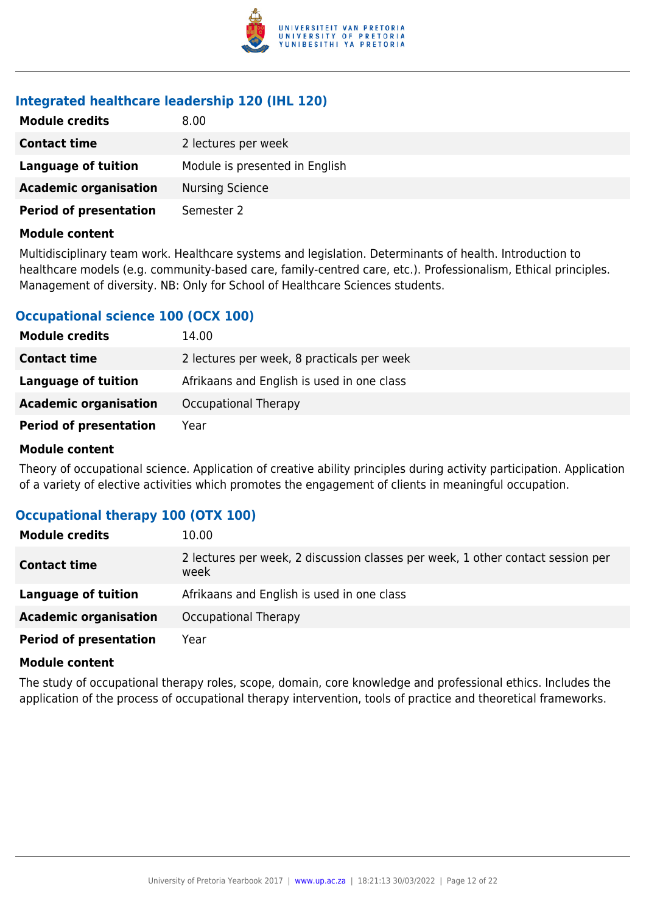### Integrated healthcare leadership 120 (IHL 120)

| | |
|---|---|
| **Module credits** | 8.00 |
| **Contact time** | 2 lectures per week |
| **Language of tuition** | Module is presented in English |
| **Academic organisation** | Nursing Science |
| **Period of presentation** | Semester 2 |

**Module content**

Multidisciplinary team work. Healthcare systems and legislation. Determinants of health. Introduction to healthcare models (e.g. community-based care, family-centred care, etc.). Professionalism, Ethical principles. Management of diversity. NB: Only for School of Healthcare Sciences students.

### Occupational science 100 (OCX 100)

| | |
|---|---|
| **Module credits** | 14.00 |
| **Contact time** | 2 lectures per week, 8 practicals per week |
| **Language of tuition** | Afrikaans and English is used in one class |
| **Academic organisation** | Occupational Therapy |
| **Period of presentation** | Year |

**Module content**

Theory of occupational science. Application of creative ability principles during activity participation. Application of a variety of elective activities which promotes the engagement of clients in meaningful occupation.

### Occupational therapy 100 (OTX 100)

| | |
|---|---|
| **Module credits** | 10.00 |
| **Contact time** | 2 lectures per week, 2 discussion classes per week, 1 other contact session per week |
| **Language of tuition** | Afrikaans and English is used in one class |
| **Academic organisation** | Occupational Therapy |
| **Period of presentation** | Year |

**Module content**

The study of occupational therapy roles, scope, domain, core knowledge and professional ethics. Includes the application of the process of occupational therapy intervention, tools of practice and theoretical frameworks.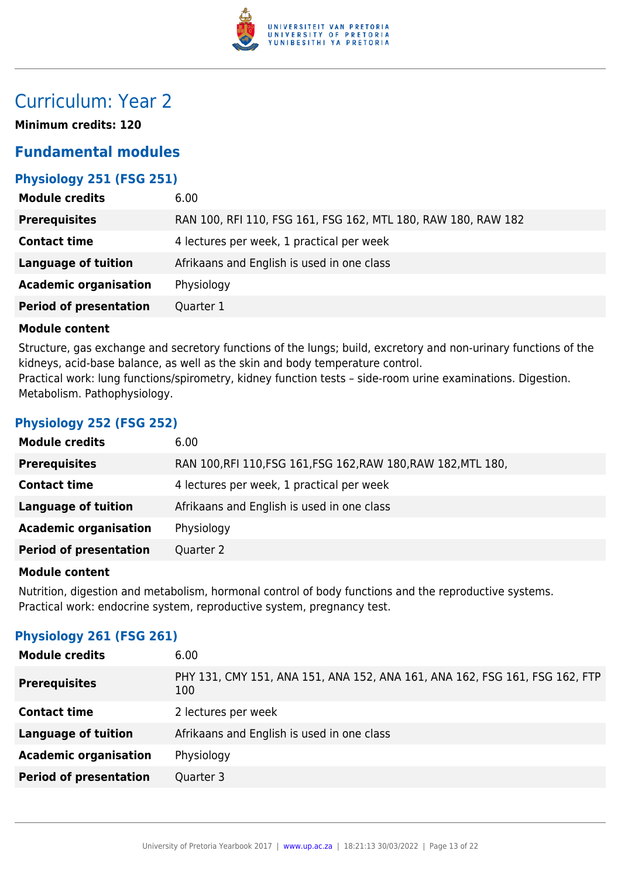# Curriculum: Year 2

**Minimum credits: 120**

## Fundamental modules

### Physiology 251 (FSG 251)

| | |
|---|---|
| **Module credits** | 6.00 |
| **Prerequisites** | RAN 100, RFI 110, FSG 161, FSG 162, MTL 180, RAW 180, RAW 182 |
| **Contact time** | 4 lectures per week, 1 practical per week |
| **Language of tuition** | Afrikaans and English is used in one class |
| **Academic organisation** | Physiology |
| **Period of presentation** | Quarter 1 |

**Module content**

Structure, gas exchange and secretory functions of the lungs; build, excretory and non-urinary functions of the kidneys, acid-base balance, as well as the skin and body temperature control.
Practical work: lung functions/spirometry, kidney function tests – side-room urine examinations. Digestion. Metabolism. Pathophysiology.

### Physiology 252 (FSG 252)

| | |
|---|---|
| **Module credits** | 6.00 |
| **Prerequisites** | RAN 100,RFI 110,FSG 161,FSG 162,RAW 180,RAW 182,MTL 180, |
| **Contact time** | 4 lectures per week, 1 practical per week |
| **Language of tuition** | Afrikaans and English is used in one class |
| **Academic organisation** | Physiology |
| **Period of presentation** | Quarter 2 |

**Module content**

Nutrition, digestion and metabolism, hormonal control of body functions and the reproductive systems.
Practical work: endocrine system, reproductive system, pregnancy test.

### Physiology 261 (FSG 261)

| | |
|---|---|
| **Module credits** | 6.00 |
| **Prerequisites** | PHY 131, CMY 151, ANA 151, ANA 152, ANA 161, ANA 162, FSG 161, FSG 162, FTP 100 |
| **Contact time** | 2 lectures per week |
| **Language of tuition** | Afrikaans and English is used in one class |
| **Academic organisation** | Physiology |
| **Period of presentation** | Quarter 3 |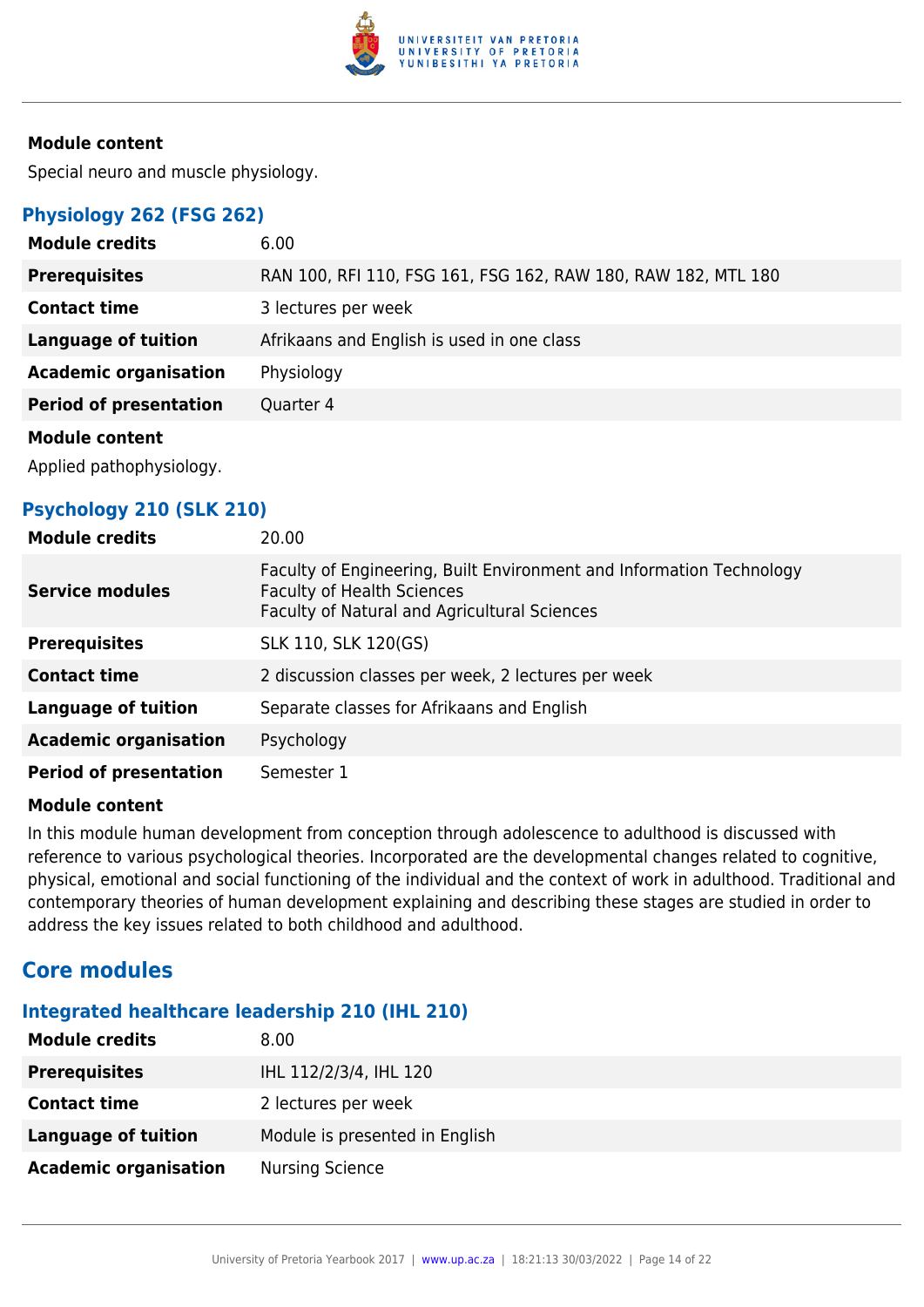#### Module content

Special neuro and muscle physiology.

### Physiology 262 (FSG 262)

| | |
|---|---|
| **Module credits** | 6.00 |
| **Prerequisites** | RAN 100, RFI 110, FSG 161, FSG 162, RAW 180, RAW 182, MTL 180 |
| **Contact time** | 3 lectures per week |
| **Language of tuition** | Afrikaans and English is used in one class |
| **Academic organisation** | Physiology |
| **Period of presentation** | Quarter 4 |

#### Module content

Applied pathophysiology.

### Psychology 210 (SLK 210)

| | |
|---|---|
| **Module credits** | 20.00 |
| **Service modules** | Faculty of Engineering, Built Environment and Information Technology<br>Faculty of Health Sciences<br>Faculty of Natural and Agricultural Sciences |
| **Prerequisites** | SLK 110, SLK 120(GS) |
| **Contact time** | 2 discussion classes per week, 2 lectures per week |
| **Language of tuition** | Separate classes for Afrikaans and English |
| **Academic organisation** | Psychology |
| **Period of presentation** | Semester 1 |

#### Module content

In this module human development from conception through adolescence to adulthood is discussed with reference to various psychological theories. Incorporated are the developmental changes related to cognitive, physical, emotional and social functioning of the individual and the context of work in adulthood. Traditional and contemporary theories of human development explaining and describing these stages are studied in order to address the key issues related to both childhood and adulthood.

## Core modules

### Integrated healthcare leadership 210 (IHL 210)

| | |
|---|---|
| **Module credits** | 8.00 |
| **Prerequisites** | IHL 112/2/3/4, IHL 120 |
| **Contact time** | 2 lectures per week |
| **Language of tuition** | Module is presented in English |
| **Academic organisation** | Nursing Science |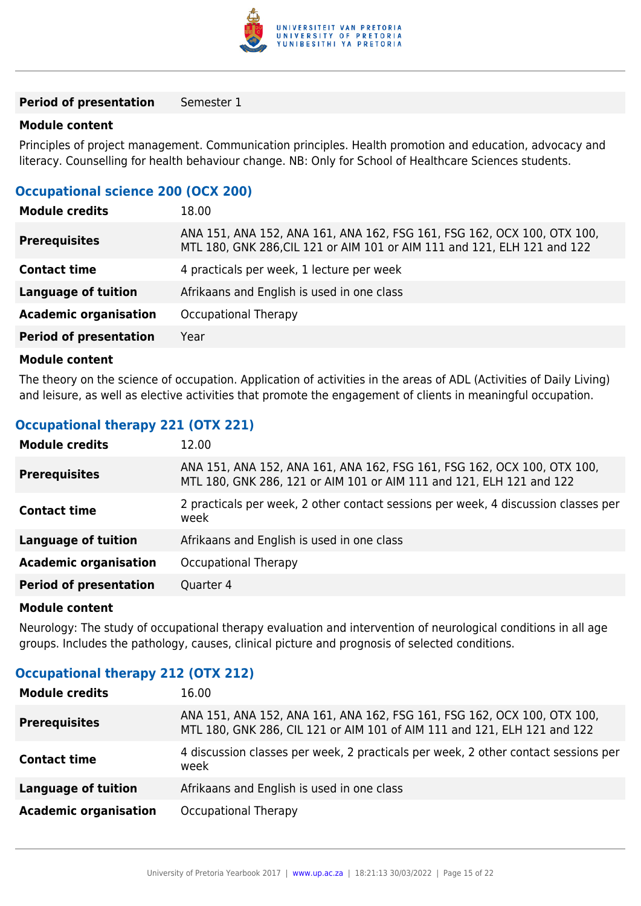| | |
|---|---|
| **Period of presentation** | Semester 1 |

**Module content**

Principles of project management. Communication principles. Health promotion and education, advocacy and literacy. Counselling for health behaviour change. NB: Only for School of Healthcare Sciences students.

### Occupational science 200 (OCX 200)

| | |
|---|---|
| **Module credits** | 18.00 |
| **Prerequisites** | ANA 151, ANA 152, ANA 161, ANA 162, FSG 161, FSG 162, OCX 100, OTX 100, MTL 180, GNK 286,CIL 121 or AIM 101 or AIM 111 and 121, ELH 121 and 122 |
| **Contact time** | 4 practicals per week, 1 lecture per week |
| **Language of tuition** | Afrikaans and English is used in one class |
| **Academic organisation** | Occupational Therapy |
| **Period of presentation** | Year |

**Module content**

The theory on the science of occupation. Application of activities in the areas of ADL (Activities of Daily Living) and leisure, as well as elective activities that promote the engagement of clients in meaningful occupation.

### Occupational therapy 221 (OTX 221)

| | |
|---|---|
| **Module credits** | 12.00 |
| **Prerequisites** | ANA 151, ANA 152, ANA 161, ANA 162, FSG 161, FSG 162, OCX 100, OTX 100, MTL 180, GNK 286, 121 or AIM 101 or AIM 111 and 121, ELH 121 and 122 |
| **Contact time** | 2 practicals per week, 2 other contact sessions per week, 4 discussion classes per week |
| **Language of tuition** | Afrikaans and English is used in one class |
| **Academic organisation** | Occupational Therapy |
| **Period of presentation** | Quarter 4 |

**Module content**

Neurology: The study of occupational therapy evaluation and intervention of neurological conditions in all age groups. Includes the pathology, causes, clinical picture and prognosis of selected conditions.

### Occupational therapy 212 (OTX 212)

| | |
|---|---|
| **Module credits** | 16.00 |
| **Prerequisites** | ANA 151, ANA 152, ANA 161, ANA 162, FSG 161, FSG 162, OCX 100, OTX 100, MTL 180, GNK 286, CIL 121 or AIM 101 of AIM 111 and 121, ELH 121 and 122 |
| **Contact time** | 4 discussion classes per week, 2 practicals per week, 2 other contact sessions per week |
| **Language of tuition** | Afrikaans and English is used in one class |
| **Academic organisation** | Occupational Therapy |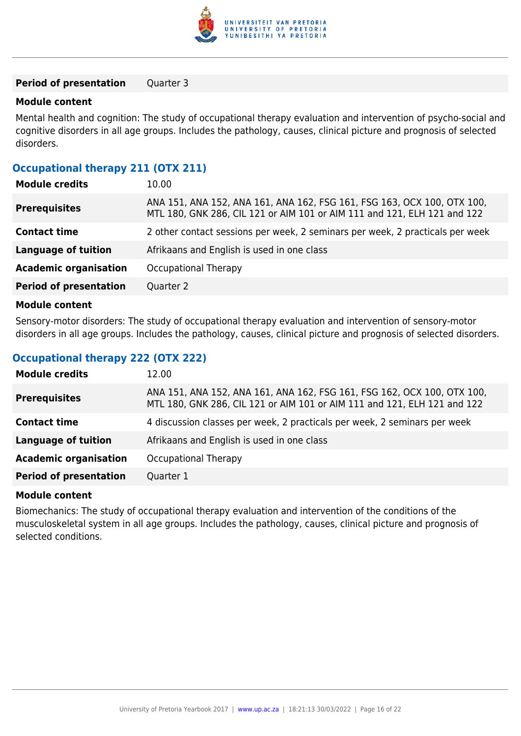| | |
|---|---|
| **Period of presentation** | Quarter 3 |

**Module content**

Mental health and cognition: The study of occupational therapy evaluation and intervention of psycho-social and cognitive disorders in all age groups. Includes the pathology, causes, clinical picture and prognosis of selected disorders.

### Occupational therapy 211 (OTX 211)

| | |
|---|---|
| **Module credits** | 10.00 |
| **Prerequisites** | ANA 151, ANA 152, ANA 161, ANA 162, FSG 161, FSG 163, OCX 100, OTX 100, MTL 180, GNK 286, CIL 121 or AIM 101 or AIM 111 and 121, ELH 121 and 122 |
| **Contact time** | 2 other contact sessions per week, 2 seminars per week, 2 practicals per week |
| **Language of tuition** | Afrikaans and English is used in one class |
| **Academic organisation** | Occupational Therapy |
| **Period of presentation** | Quarter 2 |

**Module content**

Sensory-motor disorders: The study of occupational therapy evaluation and intervention of sensory-motor disorders in all age groups. Includes the pathology, causes, clinical picture and prognosis of selected disorders.

### Occupational therapy 222 (OTX 222)

| | |
|---|---|
| **Module credits** | 12.00 |
| **Prerequisites** | ANA 151, ANA 152, ANA 161, ANA 162, FSG 161, FSG 162, OCX 100, OTX 100, MTL 180, GNK 286, CIL 121 or AIM 101 or AIM 111 and 121, ELH 121 and 122 |
| **Contact time** | 4 discussion classes per week, 2 practicals per week, 2 seminars per week |
| **Language of tuition** | Afrikaans and English is used in one class |
| **Academic organisation** | Occupational Therapy |
| **Period of presentation** | Quarter 1 |

**Module content**

Biomechanics: The study of occupational therapy evaluation and intervention of the conditions of the musculoskeletal system in all age groups. Includes the pathology, causes, clinical picture and prognosis of selected conditions.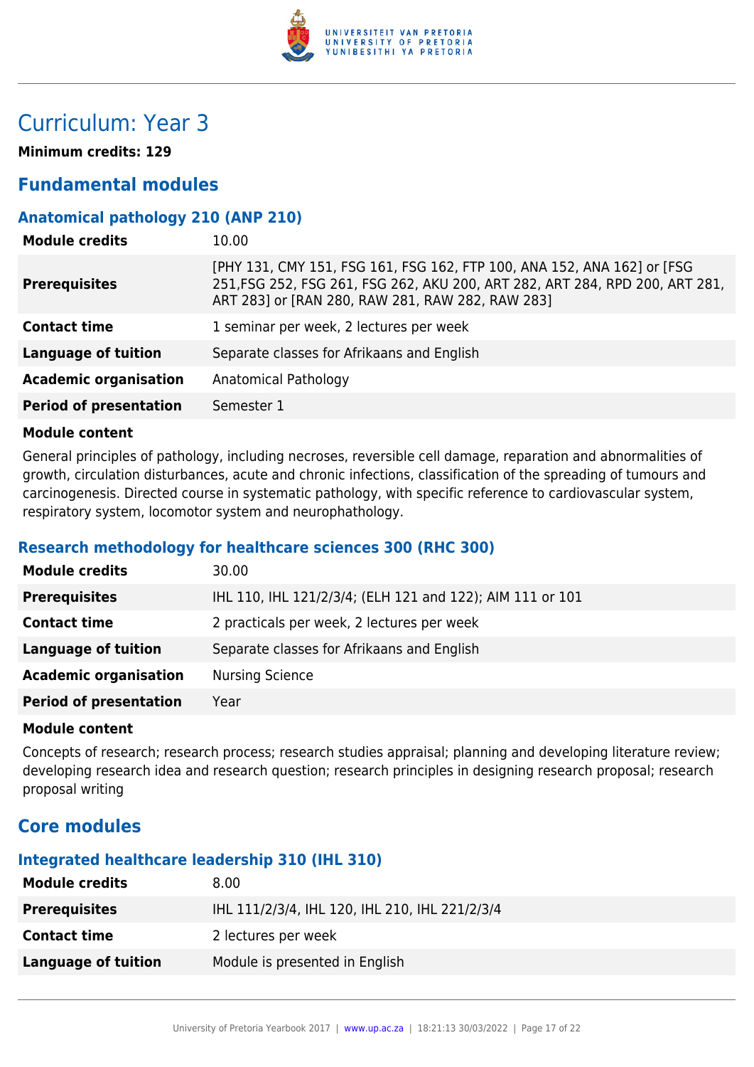# Curriculum: Year 3

**Minimum credits: 129**

## Fundamental modules

### Anatomical pathology 210 (ANP 210)

| | |
|---|---|
| **Module credits** | 10.00 |
| **Prerequisites** | [PHY 131, CMY 151, FSG 161, FSG 162, FTP 100, ANA 152, ANA 162] or [FSG 251,FSG 252, FSG 261, FSG 262, AKU 200, ART 282, ART 284, RPD 200, ART 281, ART 283] or [RAN 280, RAW 281, RAW 282, RAW 283] |
| **Contact time** | 1 seminar per week, 2 lectures per week |
| **Language of tuition** | Separate classes for Afrikaans and English |
| **Academic organisation** | Anatomical Pathology |
| **Period of presentation** | Semester 1 |

**Module content**

General principles of pathology, including necroses, reversible cell damage, reparation and abnormalities of growth, circulation disturbances, acute and chronic infections, classification of the spreading of tumours and carcinogenesis. Directed course in systematic pathology, with specific reference to cardiovascular system, respiratory system, locomotor system and neurophathology.

### Research methodology for healthcare sciences 300 (RHC 300)

| | |
|---|---|
| **Module credits** | 30.00 |
| **Prerequisites** | IHL 110, IHL 121/2/3/4; (ELH 121 and 122); AIM 111 or 101 |
| **Contact time** | 2 practicals per week, 2 lectures per week |
| **Language of tuition** | Separate classes for Afrikaans and English |
| **Academic organisation** | Nursing Science |
| **Period of presentation** | Year |

**Module content**

Concepts of research; research process; research studies appraisal; planning and developing literature review; developing research idea and research question; research principles in designing research proposal; research proposal writing

## Core modules

### Integrated healthcare leadership 310 (IHL 310)

| | |
|---|---|
| **Module credits** | 8.00 |
| **Prerequisites** | IHL 111/2/3/4, IHL 120, IHL 210, IHL 221/2/3/4 |
| **Contact time** | 2 lectures per week |
| **Language of tuition** | Module is presented in English |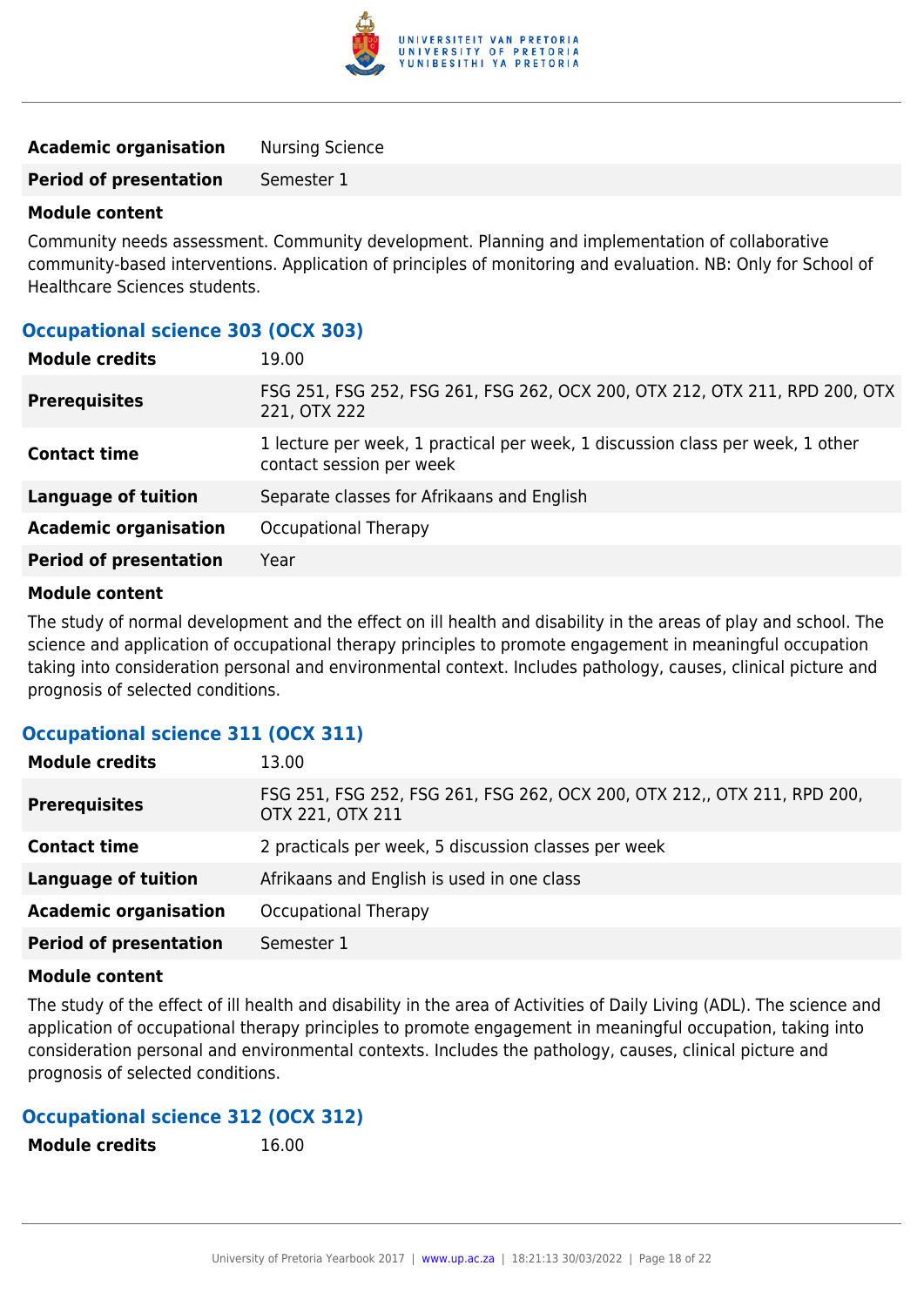| | |
|---|---|
| **Academic organisation** | Nursing Science |
| **Period of presentation** | Semester 1 |

**Module content**

Community needs assessment. Community development. Planning and implementation of collaborative community-based interventions. Application of principles of monitoring and evaluation. NB: Only for School of Healthcare Sciences students.

### Occupational science 303 (OCX 303)

| | |
|---|---|
| **Module credits** | 19.00 |
| **Prerequisites** | FSG 251, FSG 252, FSG 261, FSG 262, OCX 200, OTX 212, OTX 211, RPD 200, OTX 221, OTX 222 |
| **Contact time** | 1 lecture per week, 1 practical per week, 1 discussion class per week, 1 other contact session per week |
| **Language of tuition** | Separate classes for Afrikaans and English |
| **Academic organisation** | Occupational Therapy |
| **Period of presentation** | Year |

**Module content**

The study of normal development and the effect on ill health and disability in the areas of play and school. The science and application of occupational therapy principles to promote engagement in meaningful occupation taking into consideration personal and environmental context. Includes pathology, causes, clinical picture and prognosis of selected conditions.

### Occupational science 311 (OCX 311)

| | |
|---|---|
| **Module credits** | 13.00 |
| **Prerequisites** | FSG 251, FSG 252, FSG 261, FSG 262, OCX 200, OTX 212,, OTX 211, RPD 200, OTX 221, OTX 211 |
| **Contact time** | 2 practicals per week, 5 discussion classes per week |
| **Language of tuition** | Afrikaans and English is used in one class |
| **Academic organisation** | Occupational Therapy |
| **Period of presentation** | Semester 1 |

**Module content**

The study of the effect of ill health and disability in the area of Activities of Daily Living (ADL). The science and application of occupational therapy principles to promote engagement in meaningful occupation, taking into consideration personal and environmental contexts. Includes the pathology, causes, clinical picture and prognosis of selected conditions.

### Occupational science 312 (OCX 312)

| | |
|---|---|
| **Module credits** | 16.00 |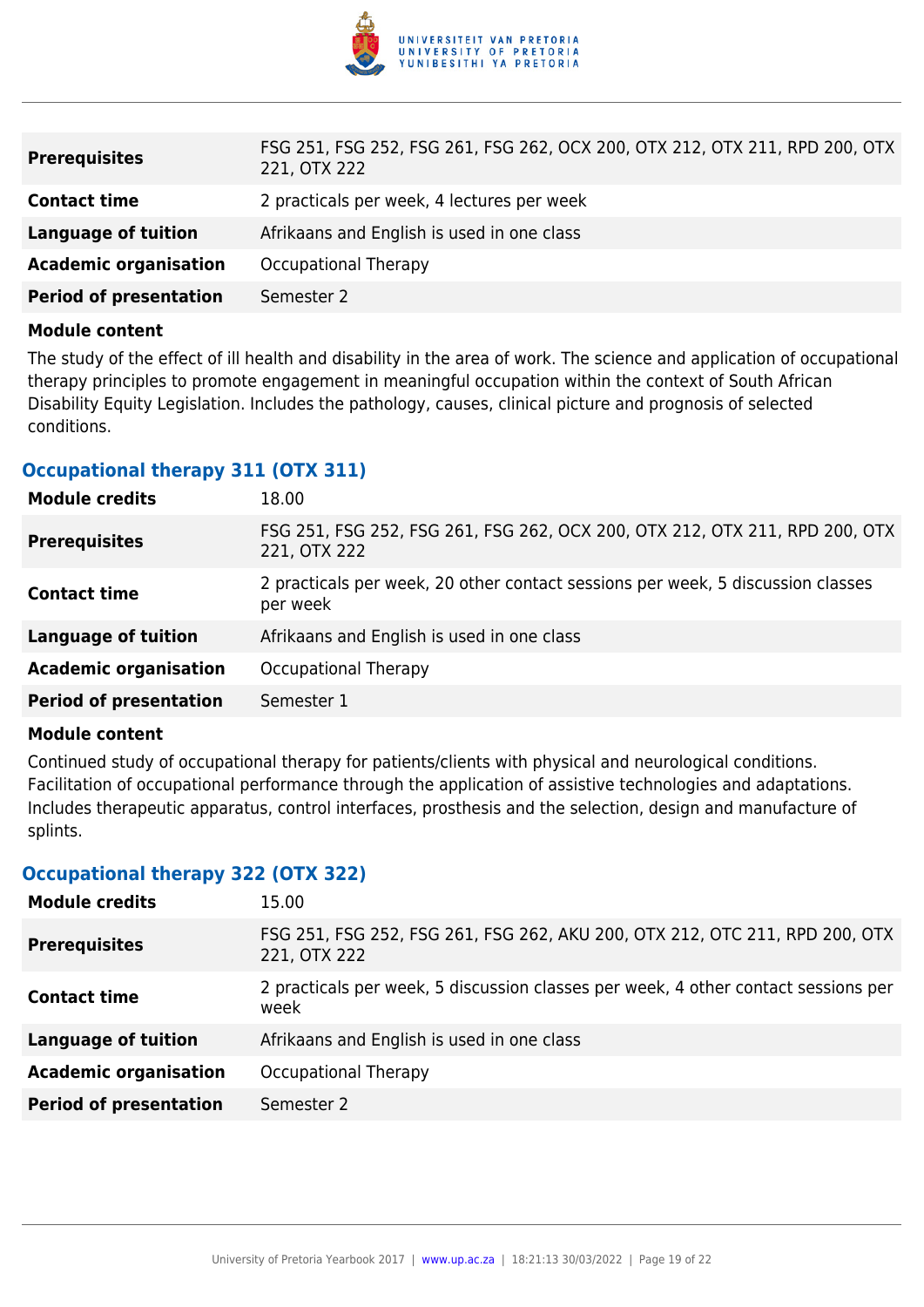| | |
|---|---|
| **Prerequisites** | FSG 251, FSG 252, FSG 261, FSG 262, OCX 200, OTX 212, OTX 211, RPD 200, OTX 221, OTX 222 |
| **Contact time** | 2 practicals per week, 4 lectures per week |
| **Language of tuition** | Afrikaans and English is used in one class |
| **Academic organisation** | Occupational Therapy |
| **Period of presentation** | Semester 2 |

**Module content**

The study of the effect of ill health and disability in the area of work. The science and application of occupational therapy principles to promote engagement in meaningful occupation within the context of South African Disability Equity Legislation. Includes the pathology, causes, clinical picture and prognosis of selected conditions.

### Occupational therapy 311 (OTX 311)

| | |
|---|---|
| **Module credits** | 18.00 |
| **Prerequisites** | FSG 251, FSG 252, FSG 261, FSG 262, OCX 200, OTX 212, OTX 211, RPD 200, OTX 221, OTX 222 |
| **Contact time** | 2 practicals per week, 20 other contact sessions per week, 5 discussion classes per week |
| **Language of tuition** | Afrikaans and English is used in one class |
| **Academic organisation** | Occupational Therapy |
| **Period of presentation** | Semester 1 |

**Module content**

Continued study of occupational therapy for patients/clients with physical and neurological conditions. Facilitation of occupational performance through the application of assistive technologies and adaptations. Includes therapeutic apparatus, control interfaces, prosthesis and the selection, design and manufacture of splints.

### Occupational therapy 322 (OTX 322)

| | |
|---|---|
| **Module credits** | 15.00 |
| **Prerequisites** | FSG 251, FSG 252, FSG 261, FSG 262, AKU 200, OTX 212, OTC 211, RPD 200, OTX 221, OTX 222 |
| **Contact time** | 2 practicals per week, 5 discussion classes per week, 4 other contact sessions per week |
| **Language of tuition** | Afrikaans and English is used in one class |
| **Academic organisation** | Occupational Therapy |
| **Period of presentation** | Semester 2 |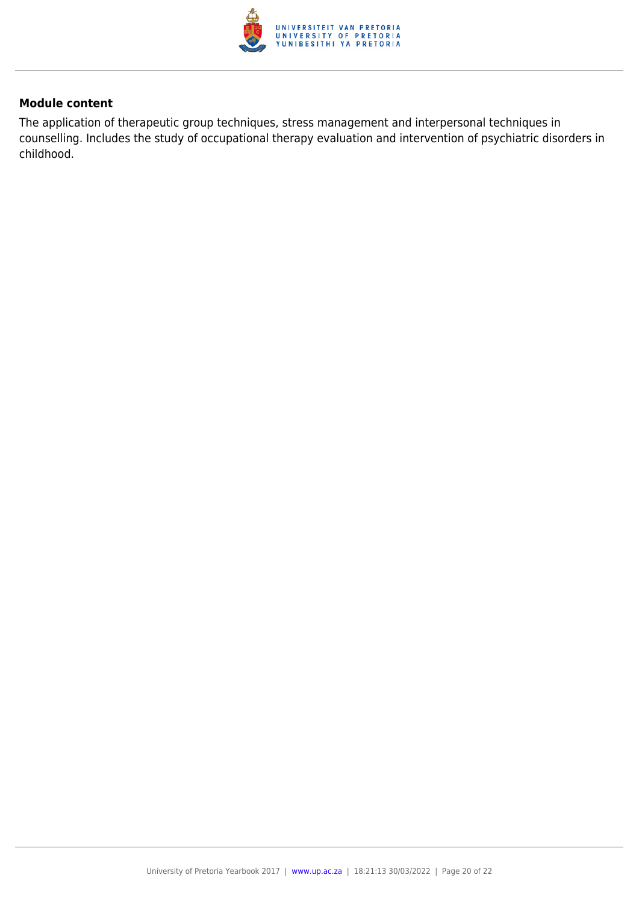**Module content**

The application of therapeutic group techniques, stress management and interpersonal techniques in counselling. Includes the study of occupational therapy evaluation and intervention of psychiatric disorders in childhood.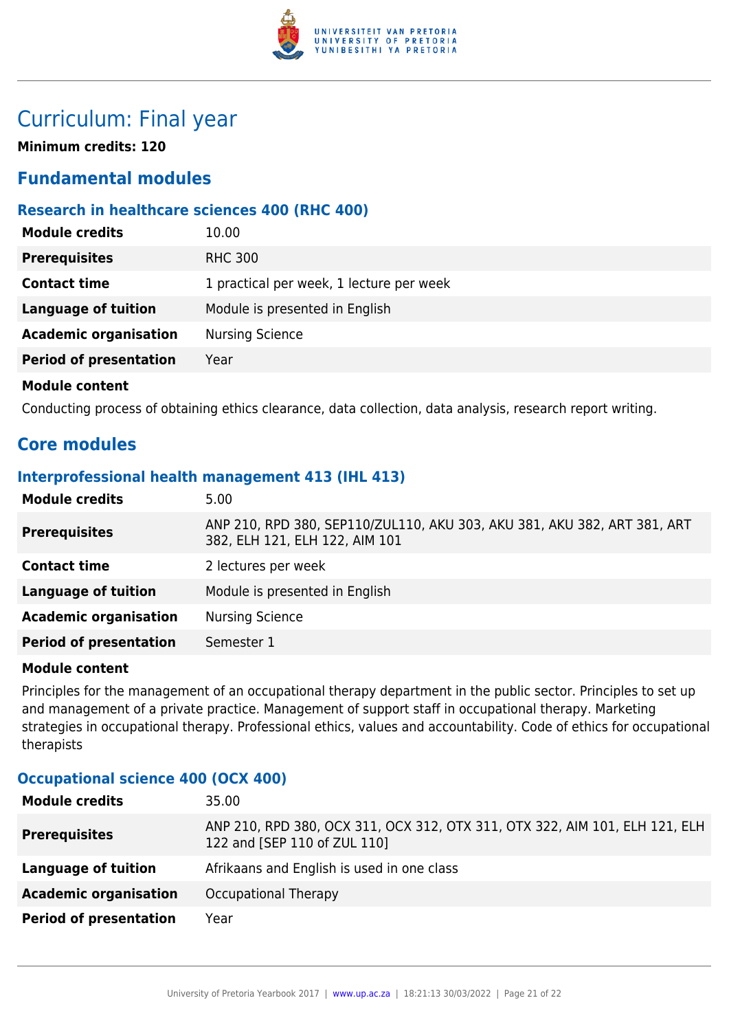# Curriculum: Final year

**Minimum credits: 120**

## Fundamental modules

### Research in healthcare sciences 400 (RHC 400)

| | |
|---|---|
| **Module credits** | 10.00 |
| **Prerequisites** | RHC 300 |
| **Contact time** | 1 practical per week, 1 lecture per week |
| **Language of tuition** | Module is presented in English |
| **Academic organisation** | Nursing Science |
| **Period of presentation** | Year |

**Module content**

Conducting process of obtaining ethics clearance, data collection, data analysis, research report writing.

## Core modules

### Interprofessional health management 413 (IHL 413)

| | |
|---|---|
| **Module credits** | 5.00 |
| **Prerequisites** | ANP 210, RPD 380, SEP110/ZUL110, AKU 303, AKU 381, AKU 382, ART 381, ART 382, ELH 121, ELH 122, AIM 101 |
| **Contact time** | 2 lectures per week |
| **Language of tuition** | Module is presented in English |
| **Academic organisation** | Nursing Science |
| **Period of presentation** | Semester 1 |

**Module content**

Principles for the management of an occupational therapy department in the public sector. Principles to set up and management of a private practice. Management of support staff in occupational therapy. Marketing strategies in occupational therapy. Professional ethics, values and accountability. Code of ethics for occupational therapists

### Occupational science 400 (OCX 400)

| | |
|---|---|
| **Module credits** | 35.00 |
| **Prerequisites** | ANP 210, RPD 380, OCX 311, OCX 312, OTX 311, OTX 322, AIM 101, ELH 121, ELH 122 and [SEP 110 of ZUL 110] |
| **Language of tuition** | Afrikaans and English is used in one class |
| **Academic organisation** | Occupational Therapy |
| **Period of presentation** | Year |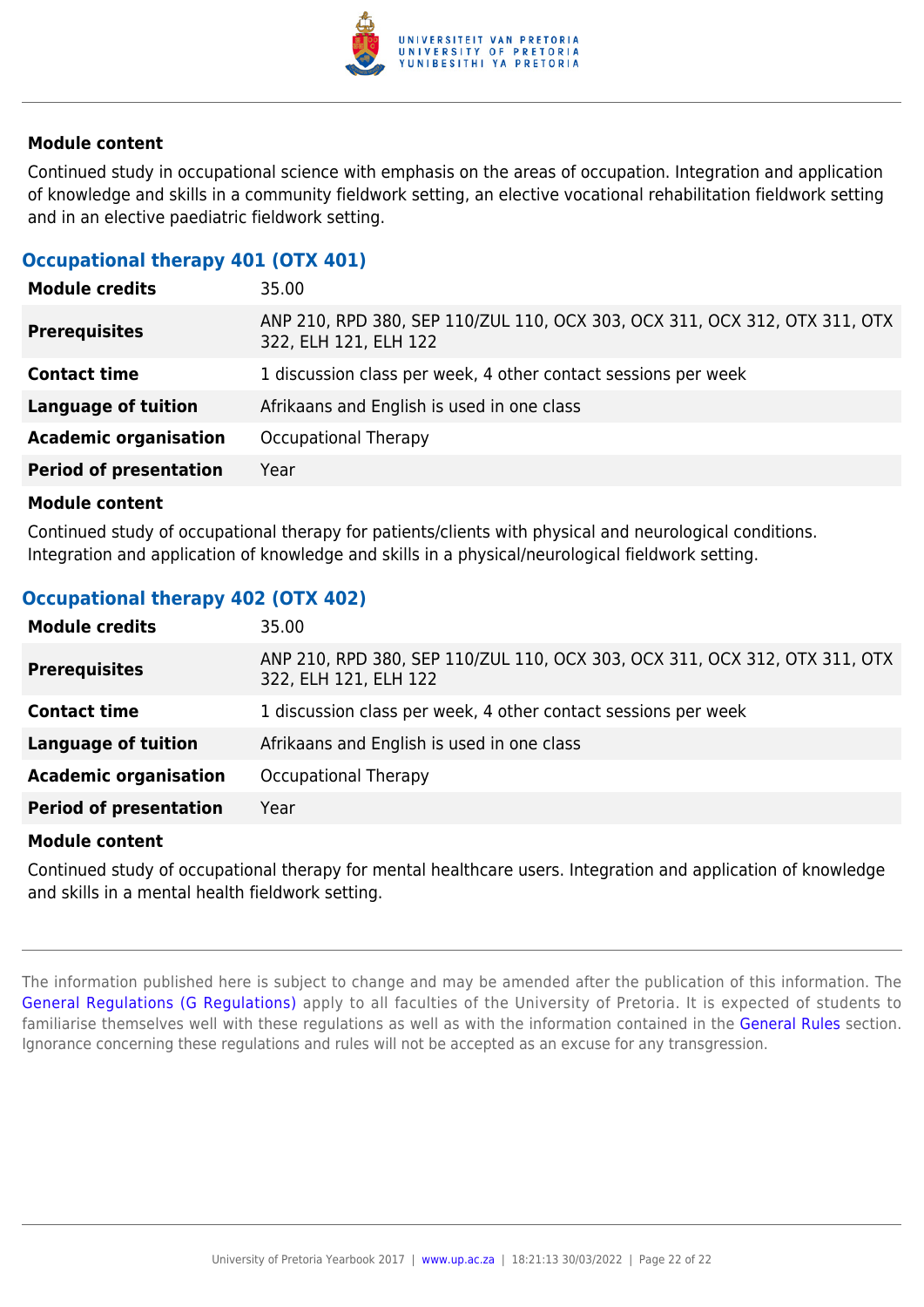**Module content**

Continued study in occupational science with emphasis on the areas of occupation. Integration and application of knowledge and skills in a community fieldwork setting, an elective vocational rehabilitation fieldwork setting and in an elective paediatric fieldwork setting.

### Occupational therapy 401 (OTX 401)

| | |
|---|---|
| **Module credits** | 35.00 |
| **Prerequisites** | ANP 210, RPD 380, SEP 110/ZUL 110, OCX 303, OCX 311, OCX 312, OTX 311, OTX 322, ELH 121, ELH 122 |
| **Contact time** | 1 discussion class per week, 4 other contact sessions per week |
| **Language of tuition** | Afrikaans and English is used in one class |
| **Academic organisation** | Occupational Therapy |
| **Period of presentation** | Year |

**Module content**

Continued study of occupational therapy for patients/clients with physical and neurological conditions. Integration and application of knowledge and skills in a physical/neurological fieldwork setting.

### Occupational therapy 402 (OTX 402)

| | |
|---|---|
| **Module credits** | 35.00 |
| **Prerequisites** | ANP 210, RPD 380, SEP 110/ZUL 110, OCX 303, OCX 311, OCX 312, OTX 311, OTX 322, ELH 121, ELH 122 |
| **Contact time** | 1 discussion class per week, 4 other contact sessions per week |
| **Language of tuition** | Afrikaans and English is used in one class |
| **Academic organisation** | Occupational Therapy |
| **Period of presentation** | Year |

**Module content**

Continued study of occupational therapy for mental healthcare users. Integration and application of knowledge and skills in a mental health fieldwork setting.

The information published here is subject to change and may be amended after the publication of this information. The General Regulations (G Regulations) apply to all faculties of the University of Pretoria. It is expected of students to familiarise themselves well with these regulations as well as with the information contained in the General Rules section. Ignorance concerning these regulations and rules will not be accepted as an excuse for any transgression.